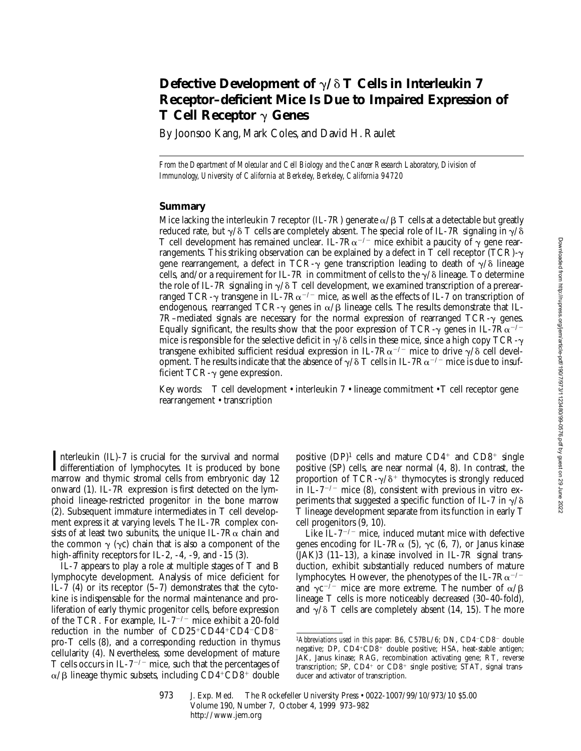# Defective Development of $\gamma/\delta$ T Cells in Interleukin 7 Receptor–deficient Mice Is Due to Impaired Expression of T Cell Receptor $\gamma$ Genes

By Joonsoo Kang, Mark Coles, and David H. Raulet

*From the Department of Molecular and Cell Biology and the Cancer Research Laboratory, Division of Immunology, University of California at Berkeley, Berkeley, California 94720*

## Summary

Mice lacking the interleukin 7 receptor (IL-7R) generate $\alpha/\beta$ T cells at a detectable but greatly reduced rate, but $\gamma/\delta$ T cells are completely absent. The special role of IL-7R signaling in $\gamma/\delta$ T cell development has remained unclear. IL-7R$\alpha^{-/-}$ mice exhibit a paucity of $\gamma$ gene rearrangements. This striking observation can be explained by a defect in T cell receptor (TCR)-$\gamma$ gene rearrangement, a defect in TCR-$\gamma$ gene transcription leading to death of $\gamma/\delta$ lineage cells, and/or a requirement for IL-7R in commitment of cells to the $\gamma/\delta$ lineage. To determine the role of IL-7R signaling in $\gamma/\delta$ T cell development, we examined transcription of a prerearranged TCR-$\gamma$ transgene in IL-7R$\alpha^{-/-}$ mice, as well as the effects of IL-7 on transcription of endogenous, rearranged TCR-$\gamma$ genes in $\alpha/\beta$ lineage cells. The results demonstrate that IL-7R–mediated signals are necessary for the normal expression of rearranged TCR-$\gamma$ genes. Equally significant, the results show that the poor expression of TCR-$\gamma$ genes in IL-7R$\alpha^{-/-}$ mice is responsible for the selective deficit in $\gamma/\delta$ cells in these mice, since a high copy TCR-$\gamma$ transgene exhibited sufficient residual expression in IL-7R$\alpha^{-/-}$ mice to drive $\gamma/\delta$ cell development. The results indicate that the absence of $\gamma/\delta$ T cells in IL-7R$\alpha^{-/-}$ mice is due to insufficient TCR-$\gamma$ gene expression.

Key words: T cell development • interleukin 7 • lineage commitment • T cell receptor gene rearrangement • transcription

Interleukin (IL)-7 is crucial for the survival and normal differentiation of lymphocytes. It is produced by bone marrow and thymic stromal cells from embryonic day 12 onward (1). IL-7R expression is first detected on the lymphoid lineage-restricted progenitor in the bone marrow (2). Subsequent immature intermediates in T cell development express it at varying levels. The IL-7R complex consists of at least two subunits, the unique IL-7R$\alpha$ chain and the common $\gamma$ ($\gamma$c) chain that is also a component of the high-affinity receptors for IL-2, -4, -9, and -15 (3).

IL-7 appears to play a role at multiple stages of T and B lymphocyte development. Analysis of mice deficient for IL-7 (4) or its receptor (5–7) demonstrates that the cytokine is indispensable for the normal maintenance and proliferation of early thymic progenitor cells, before expression of the TCR. For example, IL-7$^{-/-}$ mice exhibit a 20-fold reduction in the number of CD25$^{+}$CD44$^{+}$CD4$^{-}$CD8$^{-}$ pro-T cells (8), and a corresponding reduction in thymus cellularity (4). Nevertheless, some development of mature T cells occurs in IL-7$^{-/-}$ mice, such that the percentages of $\alpha/\beta$ lineage thymic subsets, including CD4$^{+}$CD8$^{+}$ double positive (DP)[1] cells and mature CD4$^{+}$ and CD8$^{+}$ single positive (SP) cells, are near normal (4, 8). In contrast, the proportion of TCR-$\gamma/\delta^{+}$ thymocytes is strongly reduced in IL-7$^{-/-}$ mice (8), consistent with previous in vitro experiments that suggested a specific function of IL-7 in $\gamma/\delta$ T lineage development separate from its function in early T cell progenitors (9, 10).

Like IL-7$^{-/-}$ mice, induced mutant mice with defective genes encoding for IL-7R$\alpha$ (5), $\gamma$c (6, 7), or Janus kinase (JAK)3 (11–13), a kinase involved in IL-7R signal transduction, exhibit substantially reduced numbers of mature lymphocytes. However, the phenotypes of the IL-7R$\alpha^{-/-}$ and $\gamma$c$^{-/-}$ mice are more extreme. The number of $\alpha/\beta$ lineage T cells is more noticeably decreased (30–40-fold), and $\gamma/\delta$ T cells are completely absent (14, 15). The more

[1]*Abbreviations used in this paper:* B6, C57BL/6; DN, CD4$^{-}$CD8$^{-}$ double negative; DP, CD4$^{+}$CD8$^{+}$ double positive; HSA, heat-stable antigen; JAK, Janus kinase; RAG, recombination activating gene; RT, reverse transcription; SP, CD4$^{+}$ or CD8$^{+}$ single positive; STAT, signal transducer and activator of transcription.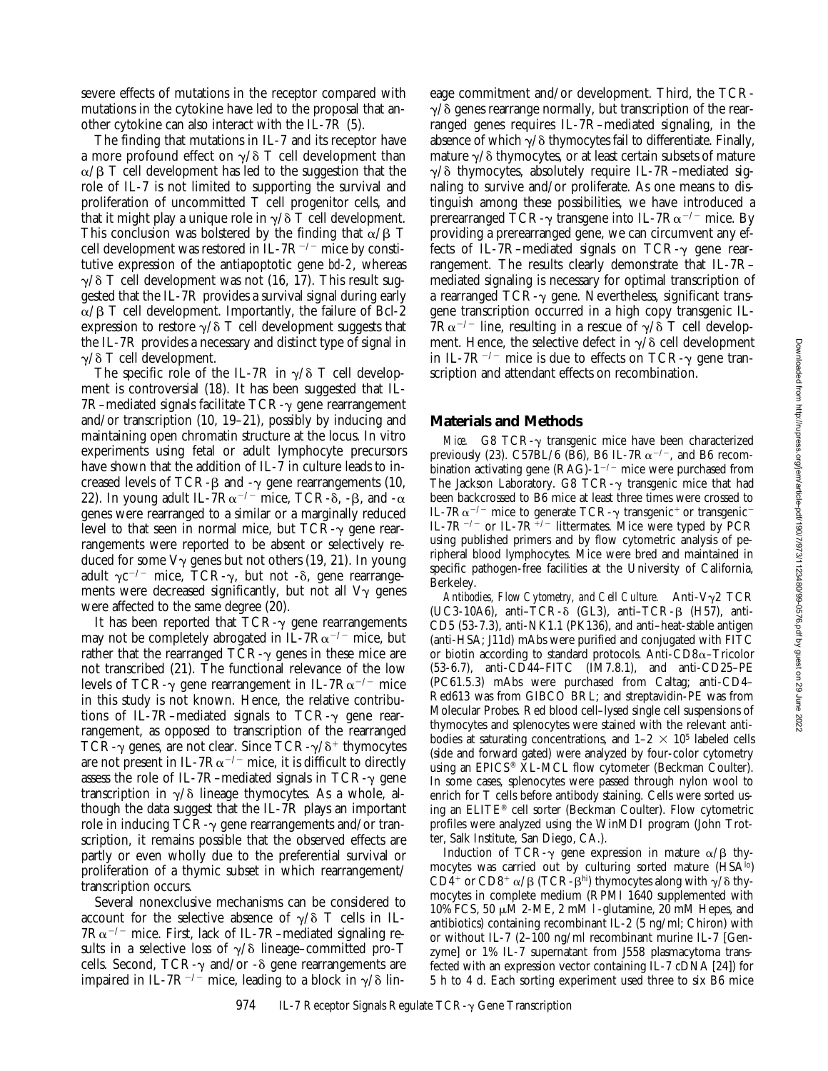severe effects of mutations in the receptor compared with mutations in the cytokine have led to the proposal that another cytokine can also interact with the IL-7R (5).

The finding that mutations in IL-7 and its receptor have a more profound effect on γ/δ T cell development than α/β T cell development has led to the suggestion that the role of IL-7 is not limited to supporting the survival and proliferation of uncommitted T cell progenitor cells, and that it might play a unique role in γ/δ T cell development. This conclusion was bolstered by the finding that α/β T cell development was restored in IL-$7R^{-/-}$ mice by constitutive expression of the antiapoptotic gene *bcl-2*, whereas γ/δ T cell development was not (16, 17). This result suggested that the IL-7R provides a survival signal during early α/β T cell development. Importantly, the failure of Bcl-2 expression to restore γ/δ T cell development suggests that the IL-7R provides a necessary and distinct type of signal in γ/δ T cell development.

The specific role of the IL-7R in γ/δ T cell development is controversial (18). It has been suggested that IL-7R–mediated signals facilitate TCR-γ gene rearrangement and/or transcription (10, 19–21), possibly by inducing and maintaining open chromatin structure at the locus. In vitro experiments using fetal or adult lymphocyte precursors have shown that the addition of IL-7 in culture leads to increased levels of TCR-β and -γ gene rearrangements (10, 22). In young adult IL-$7R\alpha^{-/-}$ mice, TCR-δ, -β, and -α genes were rearranged to a similar or a marginally reduced level to that seen in normal mice, but TCR-γ gene rearrangements were reported to be absent or selectively reduced for some Vγ genes but not others (19, 21). In young adult $\gamma c^{-/-}$ mice, TCR-γ, but not -δ, gene rearrangements were decreased significantly, but not all Vγ genes were affected to the same degree (20).

It has been reported that TCR-γ gene rearrangements may not be completely abrogated in IL-$7R\alpha^{-/-}$ mice, but rather that the rearranged TCR-γ genes in these mice are not transcribed (21). The functional relevance of the low levels of TCR-γ gene rearrangement in IL-$7R\alpha^{-/-}$ mice in this study is not known. Hence, the relative contributions of IL-7R–mediated signals to TCR-γ gene rearrangement, as opposed to transcription of the rearranged TCR-γ genes, are not clear. Since TCR-$\gamma/\delta^+$ thymocytes are not present in IL-$7R\alpha^{-/-}$ mice, it is difficult to directly assess the role of IL-7R–mediated signals in TCR-γ gene transcription in γ/δ lineage thymocytes. As a whole, although the data suggest that the IL-7R plays an important role in inducing TCR-γ gene rearrangements and/or transcription, it remains possible that the observed effects are partly or even wholly due to the preferential survival or proliferation of a thymic subset in which rearrangement/transcription occurs.

Several nonexclusive mechanisms can be considered to account for the selective absence of γ/δ T cells in IL-$7R\alpha^{-/-}$ mice. First, lack of IL-7R–mediated signaling results in a selective loss of γ/δ lineage–committed pro-T cells. Second, TCR-γ and/or -δ gene rearrangements are impaired in IL-$7R^{-/-}$ mice, leading to a block in γ/δ lineage commitment and/or development. Third, the TCR-γ/δ genes rearrange normally, but transcription of the rearranged genes requires IL-7R–mediated signaling, in the absence of which γ/δ thymocytes fail to differentiate. Finally, mature γ/δ thymocytes, or at least certain subsets of mature γ/δ thymocytes, absolutely require IL-7R–mediated signaling to survive and/or proliferate. As one means to distinguish among these possibilities, we have introduced a prerearranged TCR-γ transgene into IL-$7R\alpha^{-/-}$ mice. By providing a prerearranged gene, we can circumvent any effects of IL-7R–mediated signals on TCR-γ gene rearrangement. The results clearly demonstrate that IL-7R–mediated signaling is necessary for optimal transcription of a rearranged TCR-γ gene. Nevertheless, significant transgene transcription occurred in a high copy transgenic IL-$7R\alpha^{-/-}$ line, resulting in a rescue of γ/δ T cell development. Hence, the selective defect in γ/δ cell development in IL-$7R^{-/-}$ mice is due to effects on TCR-γ gene transcription and attendant effects on recombination.

## Materials and Methods

*Mice.* G8 TCR-γ transgenic mice have been characterized previously (23). C57BL/6 (B6), B6 IL-$7R\alpha^{-/-}$, and B6 recombination activating gene (RAG)-$1^{-/-}$ mice were purchased from The Jackson Laboratory. G8 TCR-γ transgenic mice that had been backcrossed to B6 mice at least three times were crossed to IL-$7R\alpha^{-/-}$ mice to generate TCR-γ transgenic$^+$ or transgenic$^-$ IL-$7R^{-/-}$ or IL-$7R^{+/-}$ littermates. Mice were typed by PCR using published primers and by flow cytometric analysis of peripheral blood lymphocytes. Mice were bred and maintained in specific pathogen-free facilities at the University of California, Berkeley.

*Antibodies, Flow Cytometry, and Cell Culture.* Anti-Vγ2 TCR (UC3-10A6), anti–TCR-δ (GL3), anti–TCR-β (H57), anti-CD5 (53-7.3), anti-NK1.1 (PK136), and anti–heat-stable antigen (anti-HSA; J11d) mAbs were purified and conjugated with FITC or biotin according to standard protocols. Anti-CD8α–Tricolor (53-6.7), anti-CD44–FITC (IM7.8.1), and anti-CD25–PE (PC61.5.3) mAbs were purchased from Caltag; anti-CD4–Red613 was from GIBCO BRL; and streptavidin-PE was from Molecular Probes. Red blood cell–lysed single cell suspensions of thymocytes and splenocytes were stained with the relevant antibodies at saturating concentrations, and 1–2 × $10^5$ labeled cells (side and forward gated) were analyzed by four-color cytometry using an EPICS® XL-MCL flow cytometer (Beckman Coulter). In some cases, splenocytes were passed through nylon wool to enrich for T cells before antibody staining. Cells were sorted using an ELITE® cell sorter (Beckman Coulter). Flow cytometric profiles were analyzed using the WinMDI program (John Trotter, Salk Institute, San Diego, CA.).

Induction of TCR-γ gene expression in mature α/β thymocytes was carried out by culturing sorted mature ($HSA^{lo}$) $CD4^+$ or $CD8^+$ α/β (TCR-$\beta^{hi}$) thymocytes along with γ/δ thymocytes in complete medium (RPMI 1640 supplemented with 10% FCS, 50 μM 2-ME, 2 mM l-glutamine, 20 mM Hepes, and antibiotics) containing recombinant IL-2 (5 ng/ml; Chiron) with or without IL-7 (2–100 ng/ml recombinant murine IL-7 [Genzyme] or 1% IL-7 supernatant from J558 plasmacytoma transfected with an expression vector containing IL-7 cDNA [24]) for 5 h to 4 d. Each sorting experiment used three to six B6 mice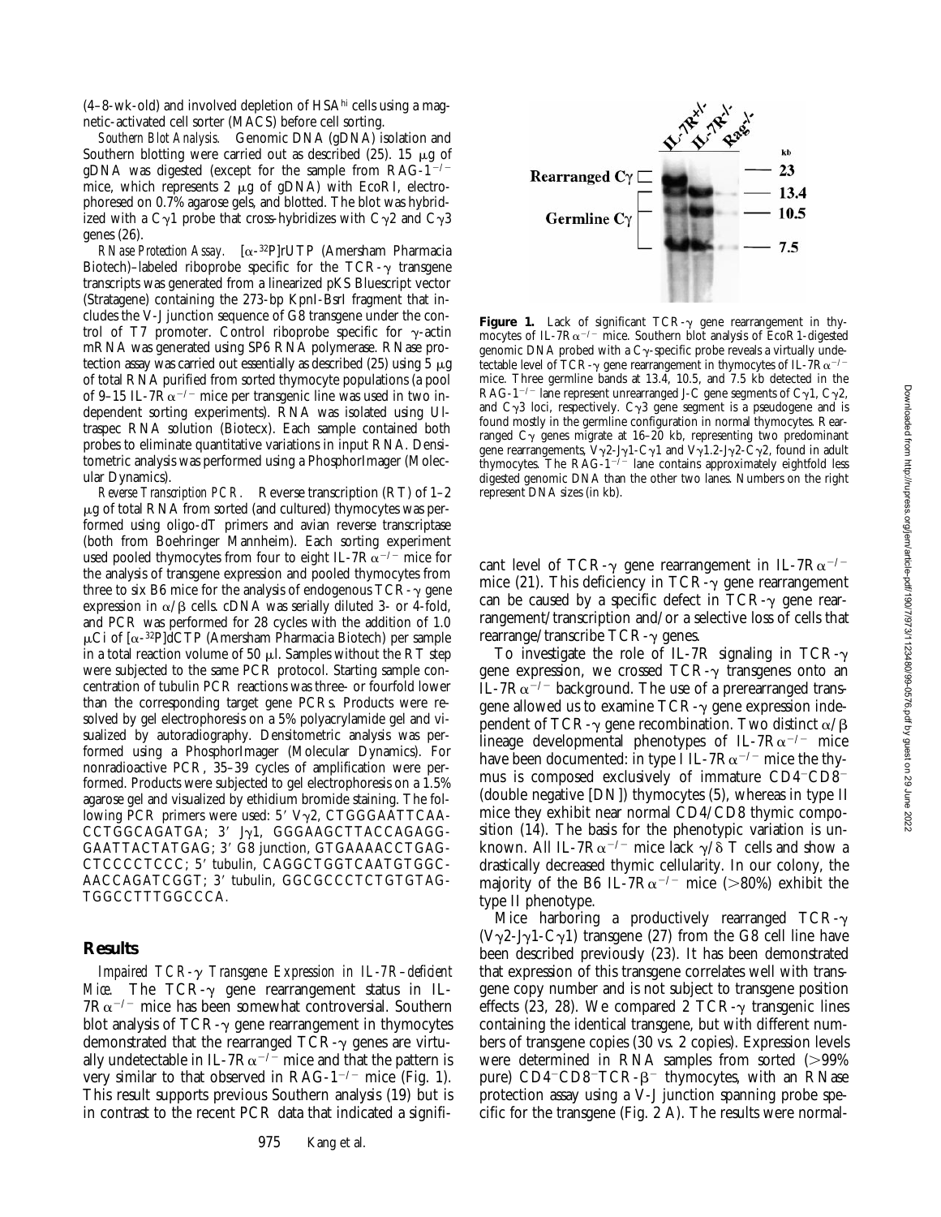(4–8-wk-old) and involved depletion of HSA$^{hi}$ cells using a magnetic-activated cell sorter (MACS) before cell sorting.

*Southern Blot Analysis.* Genomic DNA (gDNA) isolation and Southern blotting were carried out as described (25). 15 μg of gDNA was digested (except for the sample from RAG-1$^{-/-}$ mice, which represents 2 μg of gDNA) with EcoRI, electrophoresed on 0.7% agarose gels, and blotted. The blot was hybridized with a Cγ1 probe that cross-hybridizes with Cγ2 and Cγ3 genes (26).

*RNase Protection Assay.* [α-$^{32}$P]rUTP (Amersham Pharmacia Biotech)–labeled riboprobe specific for the TCR-γ transgene transcripts was generated from a linearized pKS Bluescript vector (Stratagene) containing the 273-bp KpnI-BsrI fragment that includes the V-J junction sequence of G8 transgene under the control of T7 promoter. Control riboprobe specific for γ-actin mRNA was generated using SP6 RNA polymerase. RNase protection assay was carried out essentially as described (25) using 5 μg of total RNA purified from sorted thymocyte populations (a pool of 9–15 IL-7Rα$^{-/-}$ mice per transgenic line was used in two independent sorting experiments). RNA was isolated using Ultraspec RNA solution (Biotecx). Each sample contained both probes to eliminate quantitative variations in input RNA. Densitometric analysis was performed using a PhosphorImager (Molecular Dynamics).

*Reverse Transcription PCR.* Reverse transcription (RT) of 1–2 μg of total RNA from sorted (and cultured) thymocytes was performed using oligo-dT primers and avian reverse transcriptase (both from Boehringer Mannheim). Each sorting experiment used pooled thymocytes from four to eight IL-7Rα$^{-/-}$ mice for the analysis of transgene expression and pooled thymocytes from three to six B6 mice for the analysis of endogenous TCR-γ gene expression in α/β cells. cDNA was serially diluted 3- or 4-fold, and PCR was performed for 28 cycles with the addition of 1.0 μCi of [α-$^{32}$P]dCTP (Amersham Pharmacia Biotech) per sample in a total reaction volume of 50 μl. Samples without the RT step were subjected to the same PCR protocol. Starting sample concentration of tubulin PCR reactions was three- or fourfold lower than the corresponding target gene PCRs. Products were resolved by gel electrophoresis on a 5% polyacrylamide gel and visualized by autoradiography. Densitometric analysis was performed using a PhosphorImager (Molecular Dynamics). For nonradioactive PCR, 35–39 cycles of amplification were performed. Products were subjected to gel electrophoresis on a 1.5% agarose gel and visualized by ethidium bromide staining. The following PCR primers were used: 5′ Vγ2, CTGGGAATTCAACCTGGCAGATGA; 3′ Jγ1, GGGAAGCTTACCAGAGGGAATTACTATGAG; 3′ G8 junction, GTGAAAACCTGAGCTCCCCCTCCC; 5′ tubulin, CAGGCTGGTCAATGTGGCAACCAGATCGGT; 3′ tubulin, GGCGCCCTCTGTGTAGTGGCCTTTGGCCCA.

## Results

*Impaired TCR-γ Transgene Expression in IL-7R–deficient Mice.* The TCR-γ gene rearrangement status in IL-7Rα$^{-/-}$ mice has been somewhat controversial. Southern blot analysis of TCR-γ gene rearrangement in thymocytes demonstrated that the rearranged TCR-γ genes are virtually undetectable in IL-7Rα$^{-/-}$ mice and that the pattern is very similar to that observed in RAG-1$^{-/-}$ mice (Fig. 1). This result supports previous Southern analysis (19) but is in contrast to the recent PCR data that indicated a significant level of TCR-γ gene rearrangement in IL-7Rα$^{-/-}$ mice (21). This deficiency in TCR-γ gene rearrangement can be caused by a specific defect in TCR-γ gene rearrangement/transcription and/or a selective loss of cells that rearrange/transcribe TCR-γ genes.

**Figure 1.** Lack of significant TCR-γ gene rearrangement in thymocytes of IL-7Rα$^{-/-}$ mice. Southern blot analysis of EcoR1-digested genomic DNA probed with a Cγ-specific probe reveals a virtually undetectable level of TCR-γ gene rearrangement in thymocytes of IL-7Rα$^{-/-}$ mice. Three germline bands at 13.4, 10.5, and 7.5 kb detected in the RAG-1$^{-/-}$ lane represent unrearranged J-C gene segments of Cγ1, Cγ2, and Cγ3 loci, respectively. Cγ3 gene segment is a pseudogene and is found mostly in the germline configuration in normal thymocytes. Rearranged Cγ genes migrate at 16–20 kb, representing two predominant gene rearrangements, Vγ2-Jγ1-Cγ1 and Vγ1.2-Jγ2-Cγ2, found in adult thymocytes. The RAG-1$^{-/-}$ lane contains approximately eightfold less digested genomic DNA than the other two lanes. Numbers on the right represent DNA sizes (in kb).

To investigate the role of IL-7R signaling in TCR-γ gene expression, we crossed TCR-γ transgenes onto an IL-7Rα$^{-/-}$ background. The use of a prerearranged transgene allowed us to examine TCR-γ gene expression independent of TCR-γ gene recombination. Two distinct α/β lineage developmental phenotypes of IL-7Rα$^{-/-}$ mice have been documented: in type I IL-7Rα$^{-/-}$ mice the thymus is composed exclusively of immature CD4$^-$CD8$^-$ (double negative [DN]) thymocytes (5), whereas in type II mice they exhibit near normal CD4/CD8 thymic composition (14). The basis for the phenotypic variation is unknown. All IL-7Rα$^{-/-}$ mice lack γ/δ T cells and show a drastically decreased thymic cellularity. In our colony, the majority of the B6 IL-7Rα$^{-/-}$ mice (>80%) exhibit the type II phenotype.

Mice harboring a productively rearranged TCR-γ (Vγ2-Jγ1-Cγ1) transgene (27) from the G8 cell line have been described previously (23). It has been demonstrated that expression of this transgene correlates well with transgene copy number and is not subject to transgene position effects (23, 28). We compared 2 TCR-γ transgenic lines containing the identical transgene, but with different numbers of transgene copies (30 vs. 2 copies). Expression levels were determined in RNA samples from sorted (>99% pure) CD4$^-$CD8$^-$TCR-β$^-$ thymocytes, with an RNase protection assay using a V-J junction spanning probe specific for the transgene (Fig. 2 A). The results were normal-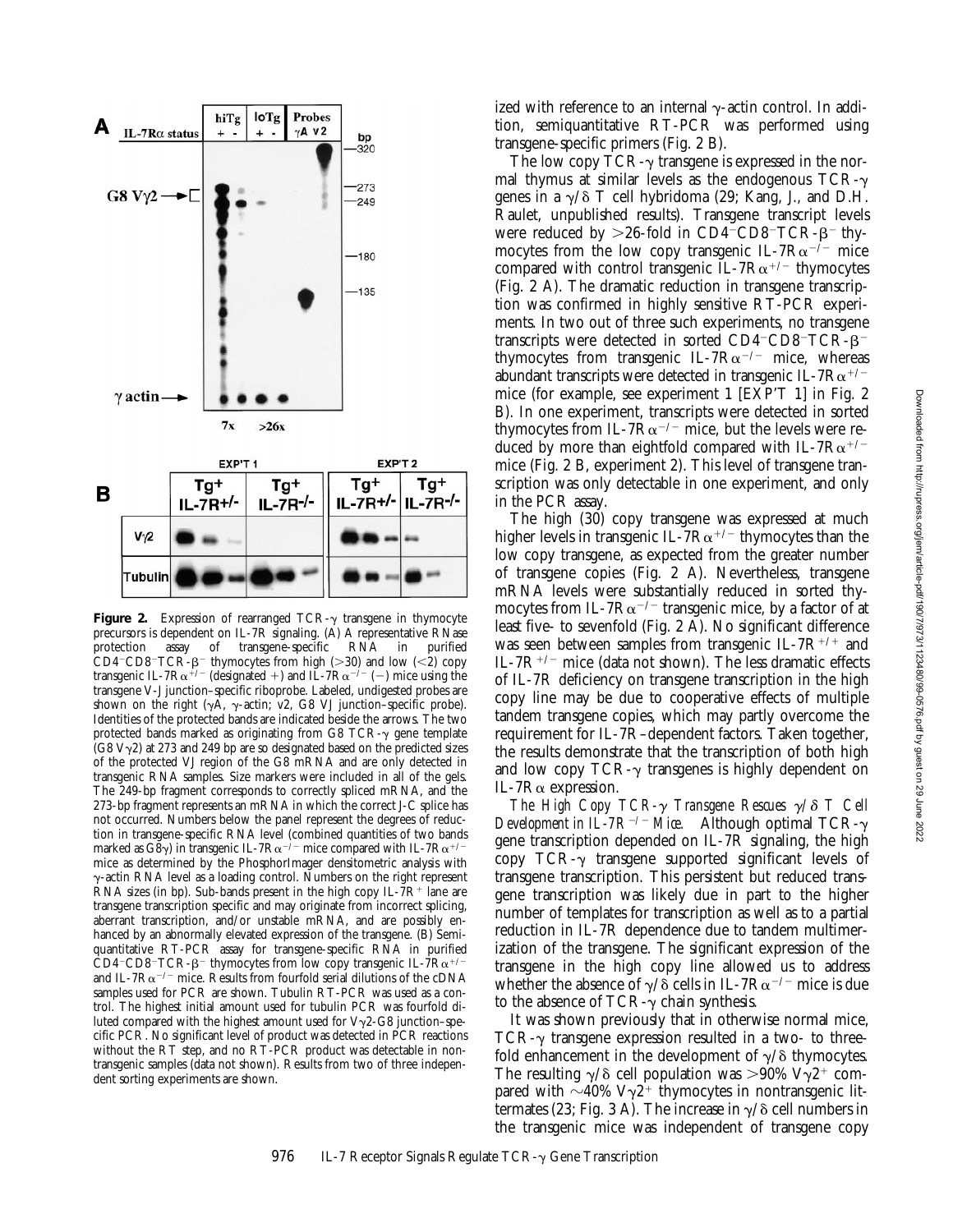**Figure 2.** Expression of rearranged TCR-γ transgene in thymocyte precursors is dependent on IL-7R signaling. (A) A representative RNase protection assay of transgene-specific RNA in purified $CD4^-CD8^-TCR\text{-}\beta^-$ thymocytes from high (>30) and low (<2) copy transgenic IL-7Rα$^{+/-}$ (designated +) and IL-7Rα$^{-/-}$ (−) mice using the transgene V-J junction–specific riboprobe. Labeled, undigested probes are shown on the right (γA, γ-actin; v2, G8 VJ junction–specific probe). Identities of the protected bands are indicated beside the arrows. The two protected bands marked as originating from G8 TCR-γ gene template (G8 Vγ2) at 273 and 249 bp are so designated based on the predicted sizes of the protected VJ region of the G8 mRNA and are only detected in transgenic RNA samples. Size markers were included in all of the gels. The 249-bp fragment corresponds to correctly spliced mRNA, and the 273-bp fragment represents an mRNA in which the correct J-C splice has not occurred. Numbers below the panel represent the degrees of reduction in transgene-specific RNA level (combined quantities of two bands marked as G8γ) in transgenic IL-7Rα$^{-/-}$ mice compared with IL-7Rα$^{+/-}$ mice as determined by the PhosphorImager densitometric analysis with γ-actin RNA level as a loading control. Numbers on the right represent RNA sizes (in bp). Sub-bands present in the high copy IL-7R$^+$ lane are transgene transcription specific and may originate from incorrect splicing, aberrant transcription, and/or unstable mRNA, and are possibly enhanced by an abnormally elevated expression of the transgene. (B) Semiquantitative RT-PCR assay for transgene-specific RNA in purified $CD4^-CD8^-TCR\text{-}\beta^-$ thymocytes from low copy transgenic IL-7Rα$^{+/-}$ and IL-7Rα$^{-/-}$ mice. Results from fourfold serial dilutions of the cDNA samples used for PCR are shown. Tubulin RT-PCR was used as a control. The highest initial amount used for tubulin PCR was fourfold diluted compared with the highest amount used for Vγ2-G8 junction–specific PCR. No significant level of product was detected in PCR reactions without the RT step, and no RT-PCR product was detectable in nontransgenic samples (data not shown). Results from two of three independent sorting experiments are shown.

ized with reference to an internal γ-actin control. In addition, semiquantitative RT-PCR was performed using transgene-specific primers (Fig. 2 B).

The low copy TCR-γ transgene is expressed in the normal thymus at similar levels as the endogenous TCR-γ genes in a γ/δ T cell hybridoma (29; Kang, J., and D.H. Raulet, unpublished results). Transgene transcript levels were reduced by >26-fold in $CD4^-CD8^-TCR\text{-}\beta^-$ thymocytes from the low copy transgenic IL-7Rα$^{-/-}$ mice compared with control transgenic IL-7Rα$^{+/-}$ thymocytes (Fig. 2 A). The dramatic reduction in transgene transcription was confirmed in highly sensitive RT-PCR experiments. In two out of three such experiments, no transgene transcripts were detected in sorted $CD4^-CD8^-TCR\text{-}\beta^-$ thymocytes from transgenic IL-7Rα$^{-/-}$ mice, whereas abundant transcripts were detected in transgenic IL-7Rα$^{+/-}$ mice (for example, see experiment 1 [EXP'T 1] in Fig. 2 B). In one experiment, transcripts were detected in sorted thymocytes from IL-7Rα$^{-/-}$ mice, but the levels were reduced by more than eightfold compared with IL-7Rα$^{+/-}$ mice (Fig. 2 B, experiment 2). This level of transgene transcription was only detectable in one experiment, and only in the PCR assay.

The high (30) copy transgene was expressed at much higher levels in transgenic IL-7Rα$^{+/-}$ thymocytes than the low copy transgene, as expected from the greater number of transgene copies (Fig. 2 A). Nevertheless, transgene mRNA levels were substantially reduced in sorted thymocytes from IL-7Rα$^{-/-}$ transgenic mice, by a factor of at least five- to sevenfold (Fig. 2 A). No significant difference was seen between samples from transgenic IL-7R$^{+/+}$ and IL-7R$^{+/-}$ mice (data not shown). The less dramatic effects of IL-7R deficiency on transgene transcription in the high copy line may be due to cooperative effects of multiple tandem transgene copies, which may partly overcome the requirement for IL-7R–dependent factors. Taken together, the results demonstrate that the transcription of both high and low copy TCR-γ transgenes is highly dependent on IL-7Rα expression.

*The High Copy TCR-γ Transgene Rescues γ/δ T Cell Development in IL-7R$^{-/-}$ Mice.* Although optimal TCR-γ gene transcription depended on IL-7R signaling, the high copy TCR-γ transgene supported significant levels of transgene transcription. This persistent but reduced transgene transcription was likely due in part to the higher number of templates for transcription as well as to a partial reduction in IL-7R dependence due to tandem multimerization of the transgene. The significant expression of the transgene in the high copy line allowed us to address whether the absence of γ/δ cells in IL-7Rα$^{-/-}$ mice is due to the absence of TCR-γ chain synthesis.

It was shown previously that in otherwise normal mice, TCR-γ transgene expression resulted in a two- to threefold enhancement in the development of γ/δ thymocytes. The resulting γ/δ cell population was >90% Vγ2$^+$ compared with ~40% Vγ2$^+$ thymocytes in nontransgenic littermates (23; Fig. 3 A). The increase in γ/δ cell numbers in the transgenic mice was independent of transgene copy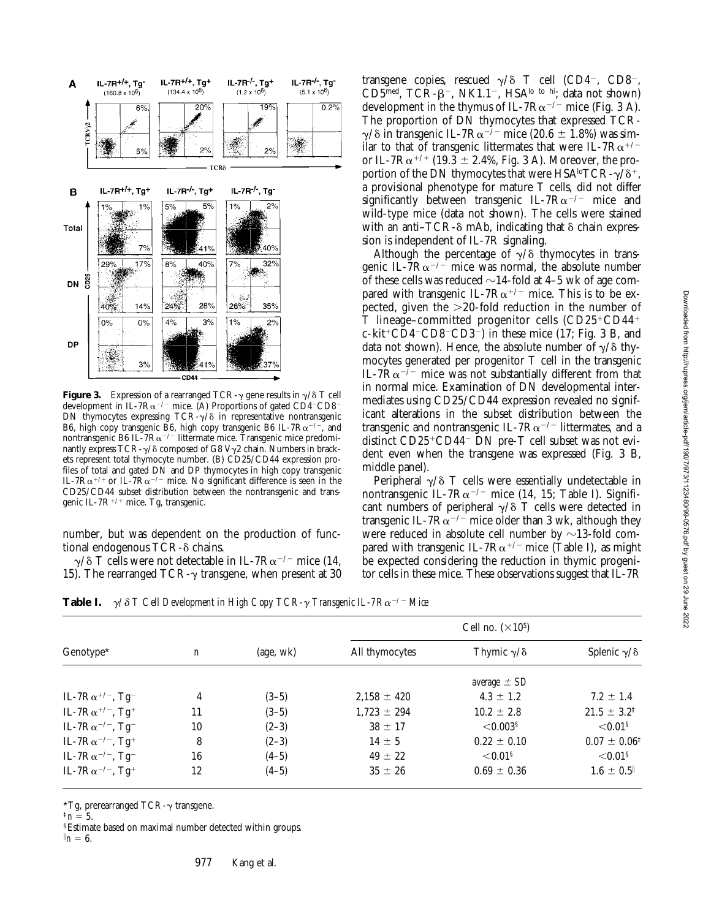**Figure 3.** Expression of a rearranged TCR-γ gene results in γ/δ T cell development in IL-7Rα$^{-/-}$ mice. (A) Proportions of gated CD4$^-$CD8$^-$ DN thymocytes expressing TCR-γ/δ in representative nontransgenic B6, high copy transgenic B6, high copy transgenic B6 IL-7Rα$^{-/-}$, and nontransgenic B6 IL-7Rα$^{-/-}$ littermate mice. Transgenic mice predominantly express TCR-γ/δ composed of G8 Vγ2 chain. Numbers in brackets represent total thymocyte number. (B) CD25/CD44 expression profiles of total and gated DN and DP thymocytes in high copy transgenic IL-7Rα$^{+/+}$ or IL-7Rα$^{-/-}$ mice. No significant difference is seen in the CD25/CD44 subset distribution between the nontransgenic and transgenic IL-7R$^{+/+}$ mice. Tg, transgenic.

number, but was dependent on the production of functional endogenous TCR-δ chains.

γ/δ T cells were not detectable in IL-7Rα$^{-/-}$ mice (14, 15). The rearranged TCR-γ transgene, when present at 30 transgene copies, rescued γ/δ T cell (CD4$^-$, CD8$^-$, CD5$^{med}$, TCR-β$^-$, NK1.1$^-$, HSA$^{lo\ to\ hi}$; data not shown) development in the thymus of IL-7Rα$^{-/-}$ mice (Fig. 3 A). The proportion of DN thymocytes that expressed TCR-γ/δ in transgenic IL-7Rα$^{-/-}$ mice (20.6 ± 1.8%) was similar to that of transgenic littermates that were IL-7Rα$^{+/-}$ or IL-7Rα$^{+/+}$ (19.3 ± 2.4%, Fig. 3 A). Moreover, the proportion of the DN thymocytes that were HSA$^{lo}$TCR-γ/δ$^+$, a provisional phenotype for mature T cells, did not differ significantly between transgenic IL-7Rα$^{-/-}$ mice and wild-type mice (data not shown). The cells were stained with an anti–TCR-δ mAb, indicating that δ chain expression is independent of IL-7R signaling.

Although the percentage of γ/δ thymocytes in transgenic IL-7Rα$^{-/-}$ mice was normal, the absolute number of these cells was reduced ~14-fold at 4–5 wk of age compared with transgenic IL-7Rα$^{+/-}$ mice. This is to be expected, given the >20-fold reduction in the number of T lineage–committed progenitor cells (CD25$^+$CD44$^+$ c-kit$^+$CD4$^-$CD8$^-$CD3$^-$) in these mice (17; Fig. 3 B, and data not shown). Hence, the absolute number of γ/δ thymocytes generated per progenitor T cell in the transgenic IL-7Rα$^{-/-}$ mice was not substantially different from that in normal mice. Examination of DN developmental intermediates using CD25/CD44 expression revealed no significant alterations in the subset distribution between the transgenic and nontransgenic IL-7Rα$^{-/-}$ littermates, and a distinct CD25$^+$CD44$^-$ DN pre-T cell subset was not evident even when the transgene was expressed (Fig. 3 B, middle panel).

Peripheral γ/δ T cells were essentially undetectable in nontransgenic IL-7Rα$^{-/-}$ mice (14, 15; Table I). Significant numbers of peripheral γ/δ T cells were detected in transgenic IL-7Rα$^{-/-}$ mice older than 3 wk, although they were reduced in absolute cell number by ~13-fold compared with transgenic IL-7Rα$^{+/-}$ mice (Table I), as might be expected considering the reduction in thymic progenitor cells in these mice. These observations suggest that IL-7R

**Table I.** *γ/δ T Cell Development in High Copy TCR-γ Transgenic IL-7Rα$^{-/-}$ Mice*

| Genotype* | n | (age, wk) | Cell no. (×10$^5$) All thymocytes | Thymic γ/δ | Splenic γ/δ |
|---|---|---|---|---|---|
| | | | | *average ± SD* | |
| IL-7Rα$^{+/-}$, Tg$^-$ | 4 | (3–5) | 2,158 ± 420 | 4.3 ± 1.2 | 7.2 ± 1.4 |
| IL-7Rα$^{+/-}$, Tg$^+$ | 11 | (3–5) | 1,723 ± 294 | 10.2 ± 2.8 | 21.5 ± 3.2[‡] |
| IL-7Rα$^{-/-}$, Tg$^-$ | 10 | (2–3) | 38 ± 17 | <0.003[§] | <0.01[§] |
| IL-7Rα$^{-/-}$, Tg$^+$ | 8 | (2–3) | 14 ± 5 | 0.22 ± 0.10 | 0.07 ± 0.06[‡] |
| IL-7Rα$^{-/-}$, Tg$^-$ | 16 | (4–5) | 49 ± 22 | <0.01[§] | <0.01[§] |
| IL-7Rα$^{-/-}$, Tg$^+$ | 12 | (4–5) | 35 ± 26 | 0.69 ± 0.36 | 1.6 ± 0.5[‖] |

*Tg, prerearranged TCR-γ transgene.

[‡] n = 5.

[§] Estimate based on maximal number detected within groups.

[‖] n = 6.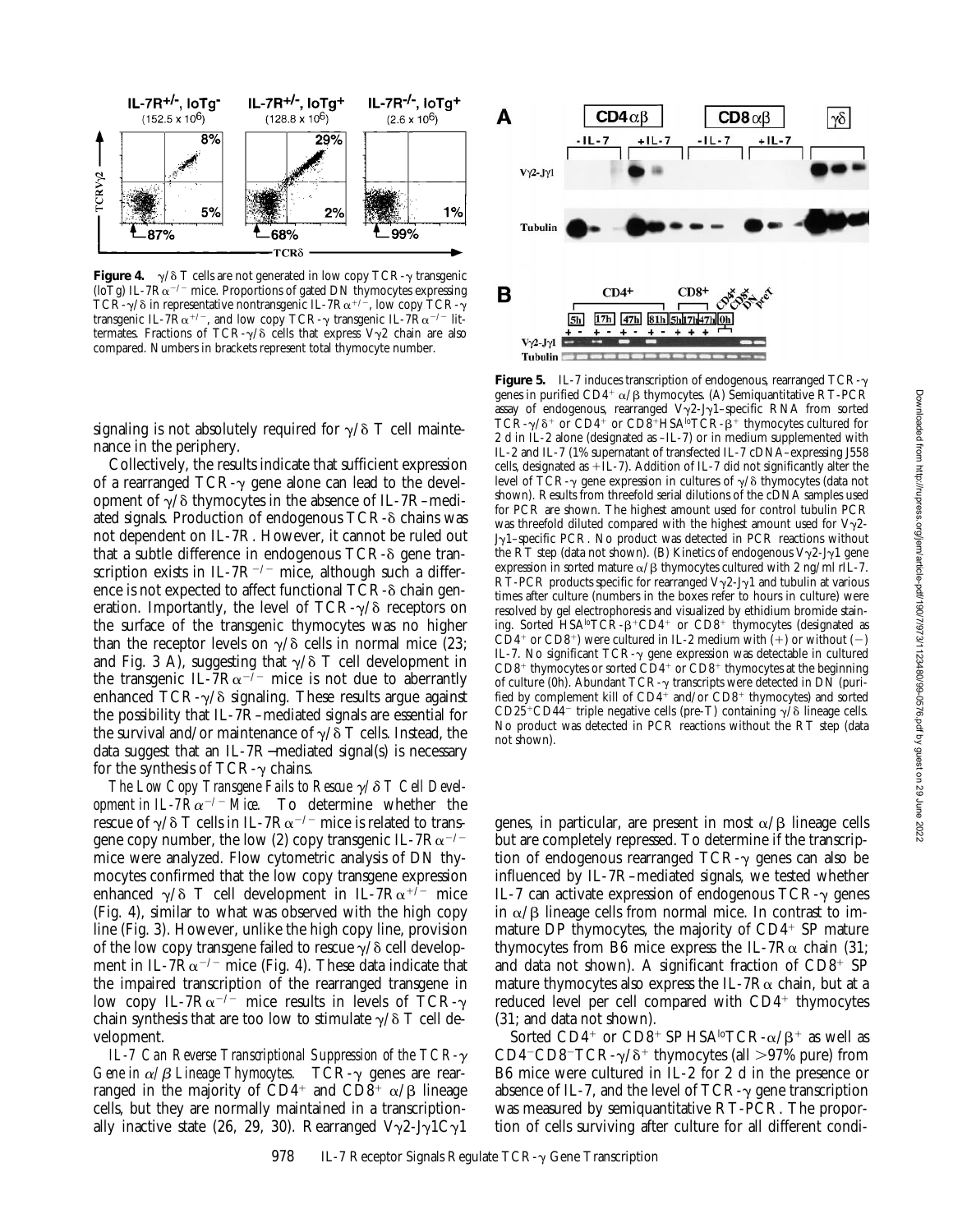**Figure 4.** γ/δ T cells are not generated in low copy TCR-γ transgenic (loTg) IL-7Rα$^{-/-}$ mice. Proportions of gated DN thymocytes expressing TCR-γ/δ in representative nontransgenic IL-7Rα$^{+/-}$, low copy TCR-γ transgenic IL-7Rα$^{+/-}$, and low copy TCR-γ transgenic IL-7Rα$^{-/-}$ littermates. Fractions of TCR-γ/δ cells that express Vγ2 chain are also compared. Numbers in brackets represent total thymocyte number.

signaling is not absolutely required for γ/δ T cell maintenance in the periphery.

Collectively, the results indicate that sufficient expression of a rearranged TCR-γ gene alone can lead to the development of γ/δ thymocytes in the absence of IL-7R–mediated signals. Production of endogenous TCR-δ chains was not dependent on IL-7R. However, it cannot be ruled out that a subtle difference in endogenous TCR-δ gene transcription exists in IL-7R$^{-/-}$ mice, although such a difference is not expected to affect functional TCR-δ chain generation. Importantly, the level of TCR-γ/δ receptors on the surface of the transgenic thymocytes was no higher than the receptor levels on γ/δ cells in normal mice (23; and Fig. 3 A), suggesting that γ/δ T cell development in the transgenic IL-7Rα$^{-/-}$ mice is not due to aberrantly enhanced TCR-γ/δ signaling. These results argue against the possibility that IL-7R–mediated signals are essential for the survival and/or maintenance of γ/δ T cells. Instead, the data suggest that an IL-7R–mediated signal(s) is necessary for the synthesis of TCR-γ chains.

*The Low Copy Transgene Fails to Rescue γ/δ T Cell Development in IL-7Rα$^{-/-}$ Mice.* To determine whether the rescue of γ/δ T cells in IL-7Rα$^{-/-}$ mice is related to transgene copy number, the low (2) copy transgenic IL-7Rα$^{-/-}$ mice were analyzed. Flow cytometric analysis of DN thymocytes confirmed that the low copy transgene expression enhanced γ/δ T cell development in IL-7Rα$^{+/-}$ mice (Fig. 4), similar to what was observed with the high copy line (Fig. 3). However, unlike the high copy line, provision of the low copy transgene failed to rescue γ/δ cell development in IL-7Rα$^{-/-}$ mice (Fig. 4). These data indicate that the impaired transcription of the rearranged transgene in low copy IL-7Rα$^{-/-}$ mice results in levels of TCR-γ chain synthesis that are too low to stimulate γ/δ T cell development.

*IL-7 Can Reverse Transcriptional Suppression of the TCR-γ Gene in α/β Lineage Thymocytes.* TCR-γ genes are rearranged in the majority of CD4$^+$ and CD8$^+$ α/β lineage cells, but they are normally maintained in a transcriptionally inactive state (26, 29, 30). Rearranged Vγ2-Jγ1Cγ1 genes, in particular, are present in most α/β lineage cells but are completely repressed. To determine if the transcription of endogenous rearranged TCR-γ genes can also be influenced by IL-7R–mediated signals, we tested whether IL-7 can activate expression of endogenous TCR-γ genes in α/β lineage cells from normal mice. In contrast to immature DP thymocytes, the majority of CD4$^+$ SP mature thymocytes from B6 mice express the IL-7Rα chain (31; and data not shown). A significant fraction of CD8$^+$ SP mature thymocytes also express the IL-7Rα chain, but at a reduced level per cell compared with CD4$^+$ thymocytes (31; and data not shown).

Sorted CD4$^+$ or CD8$^+$ SP HSA$^{lo}$TCR-α/β$^+$ as well as CD4$^-$CD8$^-$TCR-γ/δ$^+$ thymocytes (all >97% pure) from B6 mice were cultured in IL-2 for 2 d in the presence or absence of IL-7, and the level of TCR-γ gene transcription was measured by semiquantitative RT-PCR. The proportion of cells surviving after culture for all different condi-

**Figure 5.** IL-7 induces transcription of endogenous, rearranged TCR-γ genes in purified CD4$^+$ α/β thymocytes. (A) Semiquantitative RT-PCR assay of endogenous, rearranged Vγ2-Jγ1–specific RNA from sorted TCR-γ/δ$^+$ or CD4$^+$ or CD8$^+$HSA$^{lo}$TCR-β$^+$ thymocytes cultured for 2 d in IL-2 alone (designated as –IL-7) or in medium supplemented with IL-2 and IL-7 (1% supernatant of transfected IL-7 cDNA–expressing J558 cells, designated as +IL-7). Addition of IL-7 did not significantly alter the level of TCR-γ gene expression in cultures of γ/δ thymocytes (data not shown). Results from threefold serial dilutions of the cDNA samples used for PCR are shown. The highest amount used for control tubulin PCR was threefold diluted compared with the highest amount used for Vγ2-Jγ1–specific PCR. No product was detected in PCR reactions without the RT step (data not shown). (B) Kinetics of endogenous Vγ2-Jγ1 gene expression in sorted mature α/β thymocytes cultured with 2 ng/ml rIL-7. RT-PCR products specific for rearranged Vγ2-Jγ1 and tubulin at various times after culture (numbers in the boxes refer to hours in culture) were resolved by gel electrophoresis and visualized by ethidium bromide staining. Sorted HSA$^{lo}$TCR-β$^+$CD4$^+$ or CD8$^+$ thymocytes (designated as CD4$^+$ or CD8$^+$) were cultured in IL-2 medium with (+) or without (−) IL-7. No significant TCR-γ gene expression was detectable in cultured CD8$^+$ thymocytes or sorted CD4$^+$ or CD8$^+$ thymocytes at the beginning of culture (0h). Abundant TCR-γ transcripts were detected in DN (purified by complement kill of CD4$^+$ and/or CD8$^+$ thymocytes) and sorted CD25$^+$CD44$^-$ triple negative cells (pre-T) containing γ/δ lineage cells. No product was detected in PCR reactions without the RT step (data not shown).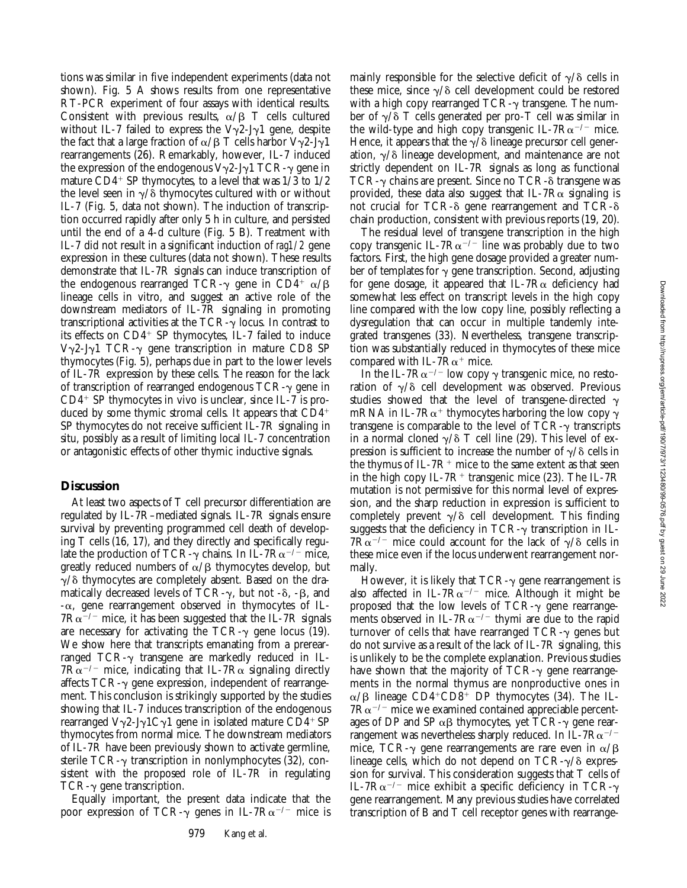tions was similar in five independent experiments (data not shown). Fig. 5 A shows results from one representative RT-PCR experiment of four assays with identical results. Consistent with previous results, α/β T cells cultured without IL-7 failed to express the Vγ2-Jγ1 gene, despite the fact that a large fraction of α/β T cells harbor Vγ2-Jγ1 rearrangements (26). Remarkably, however, IL-7 induced the expression of the endogenous Vγ2-Jγ1 TCR-γ gene in mature $CD4^+$ SP thymocytes, to a level that was 1/3 to 1/2 the level seen in γ/δ thymocytes cultured with or without IL-7 (Fig. 5, data not shown). The induction of transcription occurred rapidly after only 5 h in culture, and persisted until the end of a 4-d culture (Fig. 5 B). Treatment with IL-7 did not result in a significant induction of *rag1/2* gene expression in these cultures (data not shown). These results demonstrate that IL-7R signals can induce transcription of the endogenous rearranged TCR-γ gene in $CD4^+$ α/β lineage cells in vitro, and suggest an active role of the downstream mediators of IL-7R signaling in promoting transcriptional activities at the TCR-γ locus. In contrast to its effects on $CD4^+$ SP thymocytes, IL-7 failed to induce Vγ2-Jγ1 TCR-γ gene transcription in mature CD8 SP thymocytes (Fig. 5), perhaps due in part to the lower levels of IL-7R expression by these cells. The reason for the lack of transcription of rearranged endogenous TCR-γ gene in $CD4^+$ SP thymocytes in vivo is unclear, since IL-7 is produced by some thymic stromal cells. It appears that $CD4^+$ SP thymocytes do not receive sufficient IL-7R signaling in situ, possibly as a result of limiting local IL-7 concentration or antagonistic effects of other thymic inductive signals.

## Discussion

At least two aspects of T cell precursor differentiation are regulated by IL-7R–mediated signals. IL-7R signals ensure survival by preventing programmed cell death of developing T cells (16, 17), and they directly and specifically regulate the production of TCR-γ chains. In IL-7Rα$^{-/-}$ mice, greatly reduced numbers of α/β thymocytes develop, but γ/δ thymocytes are completely absent. Based on the dramatically decreased levels of TCR-γ, but not -δ, -β, and -α, gene rearrangement observed in thymocytes of IL-7Rα$^{-/-}$ mice, it has been suggested that the IL-7R signals are necessary for activating the TCR-γ gene locus (19). We show here that transcripts emanating from a prerearranged TCR-γ transgene are markedly reduced in IL-7Rα$^{-/-}$ mice, indicating that IL-7Rα signaling directly affects TCR-γ gene expression, independent of rearrangement. This conclusion is strikingly supported by the studies showing that IL-7 induces transcription of the endogenous rearranged Vγ2-Jγ1Cγ1 gene in isolated mature $CD4^+$ SP thymocytes from normal mice. The downstream mediators of IL-7R have been previously shown to activate germline, sterile TCR-γ transcription in nonlymphocytes (32), consistent with the proposed role of IL-7R in regulating TCR-γ gene transcription.

Equally important, the present data indicate that the poor expression of TCR-γ genes in IL-7Rα$^{-/-}$ mice is mainly responsible for the selective deficit of γ/δ cells in these mice, since γ/δ cell development could be restored with a high copy rearranged TCR-γ transgene. The number of γ/δ T cells generated per pro-T cell was similar in the wild-type and high copy transgenic IL-7Rα$^{-/-}$ mice. Hence, it appears that the γ/δ lineage precursor cell generation, γ/δ lineage development, and maintenance are not strictly dependent on IL-7R signals as long as functional TCR-γ chains are present. Since no TCR-δ transgene was provided, these data also suggest that IL-7Rα signaling is not crucial for TCR-δ gene rearrangement and TCR-δ chain production, consistent with previous reports (19, 20).

The residual level of transgene transcription in the high copy transgenic IL-7Rα$^{-/-}$ line was probably due to two factors. First, the high gene dosage provided a greater number of templates for γ gene transcription. Second, adjusting for gene dosage, it appeared that IL-7Rα deficiency had somewhat less effect on transcript levels in the high copy line compared with the low copy line, possibly reflecting a dysregulation that can occur in multiple tandemly integrated transgenes (33). Nevertheless, transgene transcription was substantially reduced in thymocytes of these mice compared with IL-7Rα$^+$ mice.

In the IL-7Rα$^{-/-}$ low copy γ transgenic mice, no restoration of γ/δ cell development was observed. Previous studies showed that the level of transgene-directed γ mRNA in IL-7Rα$^+$ thymocytes harboring the low copy γ transgene is comparable to the level of TCR-γ transcripts in a normal cloned γ/δ T cell line (29). This level of expression is sufficient to increase the number of γ/δ cells in the thymus of IL-7R$^+$ mice to the same extent as that seen in the high copy IL-7R$^+$ transgenic mice (23). The IL-7R mutation is not permissive for this normal level of expression, and the sharp reduction in expression is sufficient to completely prevent γ/δ cell development. This finding suggests that the deficiency in TCR-γ transcription in IL-7Rα$^{-/-}$ mice could account for the lack of γ/δ cells in these mice even if the locus underwent rearrangement normally.

However, it is likely that TCR-γ gene rearrangement is also affected in IL-7Rα$^{-/-}$ mice. Although it might be proposed that the low levels of TCR-γ gene rearrangements observed in IL-7Rα$^{-/-}$ thymi are due to the rapid turnover of cells that have rearranged TCR-γ genes but do not survive as a result of the lack of IL-7R signaling, this is unlikely to be the complete explanation. Previous studies have shown that the majority of TCR-γ gene rearrangements in the normal thymus are nonproductive ones in α/β lineage $CD4^+CD8^+$ DP thymocytes (34). The IL-7Rα$^{-/-}$ mice we examined contained appreciable percentages of DP and SP αβ thymocytes, yet TCR-γ gene rearrangement was nevertheless sharply reduced. In IL-7Rα$^{-/-}$ mice, TCR-γ gene rearrangements are rare even in α/β lineage cells, which do not depend on TCR-γ/δ expression for survival. This consideration suggests that T cells of IL-7Rα$^{-/-}$ mice exhibit a specific deficiency in TCR-γ gene rearrangement. Many previous studies have correlated transcription of B and T cell receptor genes with rearrange-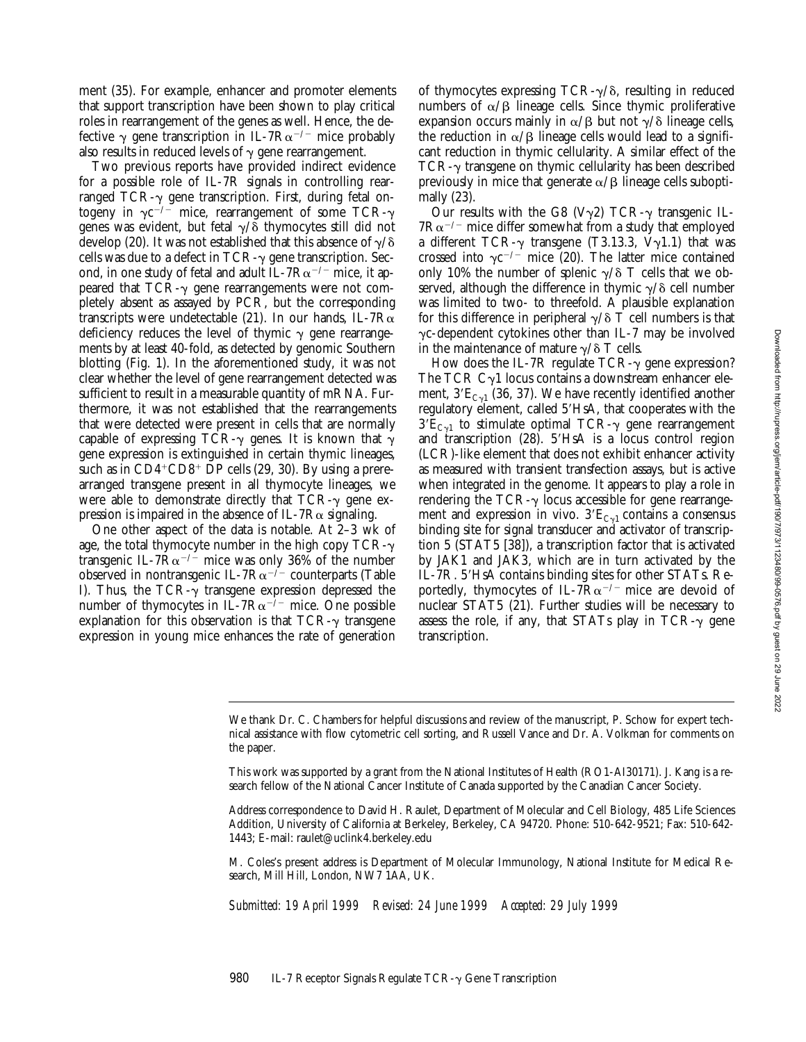ment (35). For example, enhancer and promoter elements that support transcription have been shown to play critical roles in rearrangement of the genes as well. Hence, the defective $\gamma$ gene transcription in IL-7R$\alpha^{-/-}$ mice probably also results in reduced levels of $\gamma$ gene rearrangement.

Two previous reports have provided indirect evidence for a possible role of IL-7R signals in controlling rearranged TCR-$\gamma$ gene transcription. First, during fetal ontogeny in $\gamma c^{-/-}$ mice, rearrangement of some TCR-$\gamma$ genes was evident, but fetal $\gamma/\delta$ thymocytes still did not develop (20). It was not established that this absence of $\gamma/\delta$ cells was due to a defect in TCR-$\gamma$ gene transcription. Second, in one study of fetal and adult IL-7R$\alpha^{-/-}$ mice, it appeared that TCR-$\gamma$ gene rearrangements were not completely absent as assayed by PCR, but the corresponding transcripts were undetectable (21). In our hands, IL-7R$\alpha$ deficiency reduces the level of thymic $\gamma$ gene rearrangements by at least 40-fold, as detected by genomic Southern blotting (Fig. 1). In the aforementioned study, it was not clear whether the level of gene rearrangement detected was sufficient to result in a measurable quantity of mRNA. Furthermore, it was not established that the rearrangements that were detected were present in cells that are normally capable of expressing TCR-$\gamma$ genes. It is known that $\gamma$ gene expression is extinguished in certain thymic lineages, such as in $CD4^+CD8^+$ DP cells (29, 30). By using a prerearranged transgene present in all thymocyte lineages, we were able to demonstrate directly that TCR-$\gamma$ gene expression is impaired in the absence of IL-7R$\alpha$ signaling.

One other aspect of the data is notable. At 2–3 wk of age, the total thymocyte number in the high copy TCR-$\gamma$ transgenic IL-7R$\alpha^{-/-}$ mice was only 36% of the number observed in nontransgenic IL-7R$\alpha^{-/-}$ counterparts (Table I). Thus, the TCR-$\gamma$ transgene expression depressed the number of thymocytes in IL-7R$\alpha^{-/-}$ mice. One possible explanation for this observation is that TCR-$\gamma$ transgene expression in young mice enhances the rate of generation of thymocytes expressing TCR-$\gamma/\delta$, resulting in reduced numbers of $\alpha/\beta$ lineage cells. Since thymic proliferative expansion occurs mainly in $\alpha/\beta$ but not $\gamma/\delta$ lineage cells, the reduction in $\alpha/\beta$ lineage cells would lead to a significant reduction in thymic cellularity. A similar effect of the TCR-$\gamma$ transgene on thymic cellularity has been described previously in mice that generate $\alpha/\beta$ lineage cells suboptimally (23).

Our results with the G8 (V$\gamma$2) TCR-$\gamma$ transgenic IL-7R$\alpha^{-/-}$ mice differ somewhat from a study that employed a different TCR-$\gamma$ transgene (T3.13.3, V$\gamma$1.1) that was crossed into $\gamma c^{-/-}$ mice (20). The latter mice contained only 10% the number of splenic $\gamma/\delta$ T cells that we observed, although the difference in thymic $\gamma/\delta$ cell number was limited to two- to threefold. A plausible explanation for this difference in peripheral $\gamma/\delta$ T cell numbers is that $\gamma$c-dependent cytokines other than IL-7 may be involved in the maintenance of mature $\gamma/\delta$ T cells.

How does the IL-7R regulate TCR-$\gamma$ gene expression? The TCR C$\gamma$1 locus contains a downstream enhancer element, $3'E_{C\gamma1}$ (36, 37). We have recently identified another regulatory element, called 5′HsA, that cooperates with the $3'E_{C\gamma1}$ to stimulate optimal TCR-$\gamma$ gene rearrangement and transcription (28). 5′HsA is a locus control region (LCR)-like element that does not exhibit enhancer activity as measured with transient transfection assays, but is active when integrated in the genome. It appears to play a role in rendering the TCR-$\gamma$ locus accessible for gene rearrangement and expression in vivo. $3'E_{C\gamma1}$ contains a consensus binding site for signal transducer and activator of transcription 5 (STAT5 [38]), a transcription factor that is activated by JAK1 and JAK3, which are in turn activated by the IL-7R. 5′HsA contains binding sites for other STATs. Reportedly, thymocytes of IL-7R$\alpha^{-/-}$ mice are devoid of nuclear STAT5 (21). Further studies will be necessary to assess the role, if any, that STATs play in TCR-$\gamma$ gene transcription.

---

We thank Dr. C. Chambers for helpful discussions and review of the manuscript, P. Schow for expert technical assistance with flow cytometric cell sorting, and Russell Vance and Dr. A. Volkman for comments on the paper.

This work was supported by a grant from the National Institutes of Health (RO1-AI30171). J. Kang is a research fellow of the National Cancer Institute of Canada supported by the Canadian Cancer Society.

Address correspondence to David H. Raulet, Department of Molecular and Cell Biology, 485 Life Sciences Addition, University of California at Berkeley, Berkeley, CA 94720. Phone: 510-642-9521; Fax: 510-642-1443; E-mail: raulet@uclink4.berkeley.edu

M. Coles's present address is Department of Molecular Immunology, National Institute for Medical Research, Mill Hill, London, NW7 1AA, UK.

*Submitted: 19 April 1999 Revised: 24 June 1999 Accepted: 29 July 1999*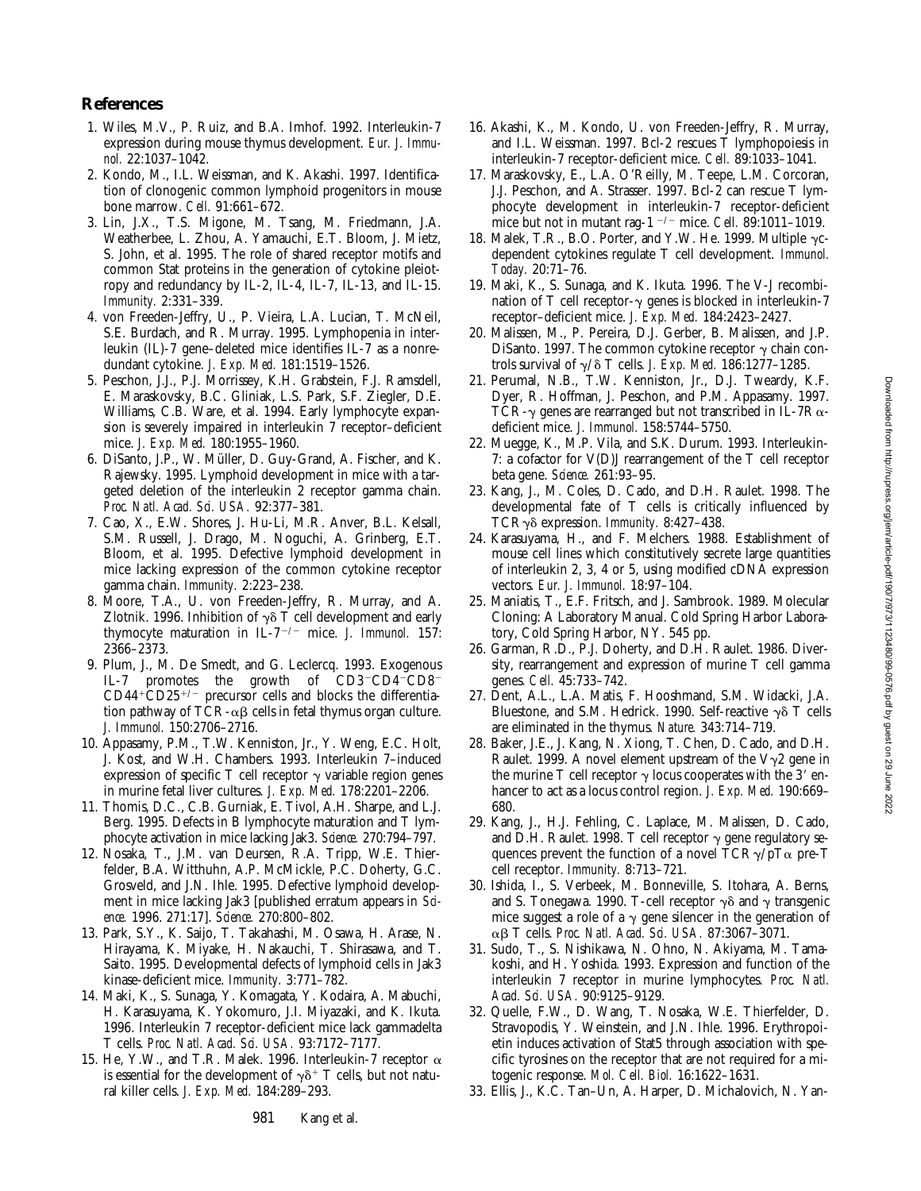## References

1. Wiles, M.V., P. Ruiz, and B.A. Imhof. 1992. Interleukin-7 expression during mouse thymus development. *Eur. J. Immunol.* 22:1037–1042.
2. Kondo, M., I.L. Weissman, and K. Akashi. 1997. Identification of clonogenic common lymphoid progenitors in mouse bone marrow. *Cell.* 91:661–672.
3. Lin, J.X., T.S. Migone, M. Tsang, M. Friedmann, J.A. Weatherbee, L. Zhou, A. Yamauchi, E.T. Bloom, J. Mietz, S. John, et al. 1995. The role of shared receptor motifs and common Stat proteins in the generation of cytokine pleiotropy and redundancy by IL-2, IL-4, IL-7, IL-13, and IL-15. *Immunity.* 2:331–339.
4. von Freeden-Jeffry, U., P. Vieira, L.A. Lucian, T. McNeil, S.E. Burdach, and R. Murray. 1995. Lymphopenia in interleukin (IL)-7 gene–deleted mice identifies IL-7 as a nonredundant cytokine. *J. Exp. Med.* 181:1519–1526.
5. Peschon, J.J., P.J. Morrissey, K.H. Grabstein, F.J. Ramsdell, E. Maraskovsky, B.C. Gliniak, L.S. Park, S.F. Ziegler, D.E. Williams, C.B. Ware, et al. 1994. Early lymphocyte expansion is severely impaired in interleukin 7 receptor–deficient mice. *J. Exp. Med.* 180:1955–1960.
6. DiSanto, J.P., W. Müller, D. Guy-Grand, A. Fischer, and K. Rajewsky. 1995. Lymphoid development in mice with a targeted deletion of the interleukin 2 receptor gamma chain. *Proc. Natl. Acad. Sci. USA.* 92:377–381.
7. Cao, X., E.W. Shores, J. Hu-Li, M.R. Anver, B.L. Kelsall, S.M. Russell, J. Drago, M. Noguchi, A. Grinberg, E.T. Bloom, et al. 1995. Defective lymphoid development in mice lacking expression of the common cytokine receptor gamma chain. *Immunity.* 2:223–238.
8. Moore, T.A., U. von Freeden-Jeffry, R. Murray, and A. Zlotnik. 1996. Inhibition of γδ T cell development and early thymocyte maturation in IL-7$^{-/-}$ mice. *J. Immunol.* 157: 2366–2373.
9. Plum, J., M. De Smedt, and G. Leclercq. 1993. Exogenous IL-7 promotes the growth of CD3$^{-}$CD4$^{-}$CD8$^{-}$CD44$^{+}$CD25$^{+/-}$ precursor cells and blocks the differentiation pathway of TCR-αβ cells in fetal thymus organ culture. *J. Immunol.* 150:2706–2716.
10. Appasamy, P.M., T.W. Kenniston, Jr., Y. Weng, E.C. Holt, J. Kost, and W.H. Chambers. 1993. Interleukin 7–induced expression of specific T cell receptor γ variable region genes in murine fetal liver cultures. *J. Exp. Med.* 178:2201–2206.
11. Thomis, D.C., C.B. Gurniak, E. Tivol, A.H. Sharpe, and L.J. Berg. 1995. Defects in B lymphocyte maturation and T lymphocyte activation in mice lacking Jak3. *Science.* 270:794–797.
12. Nosaka, T., J.M. van Deursen, R.A. Tripp, W.E. Thierfelder, B.A. Witthuhn, A.P. McMickle, P.C. Doherty, G.C. Grosveld, and J.N. Ihle. 1995. Defective lymphoid development in mice lacking Jak3 [published erratum appears in *Science.* 1996. 271:17]. *Science.* 270:800–802.
13. Park, S.Y., K. Saijo, T. Takahashi, M. Osawa, H. Arase, N. Hirayama, K. Miyake, H. Nakauchi, T. Shirasawa, and T. Saito. 1995. Developmental defects of lymphoid cells in Jak3 kinase-deficient mice. *Immunity.* 3:771–782.
14. Maki, K., S. Sunaga, Y. Komagata, Y. Kodaira, A. Mabuchi, H. Karasuyama, K. Yokomuro, J.I. Miyazaki, and K. Ikuta. 1996. Interleukin 7 receptor-deficient mice lack gammadelta T cells. *Proc. Natl. Acad. Sci. USA.* 93:7172–7177.
15. He, Y.W., and T.R. Malek. 1996. Interleukin-7 receptor α is essential for the development of γδ$^{+}$ T cells, but not natural killer cells. *J. Exp. Med.* 184:289–293.
16. Akashi, K., M. Kondo, U. von Freeden-Jeffry, R. Murray, and I.L. Weissman. 1997. Bcl-2 rescues T lymphopoiesis in interleukin-7 receptor-deficient mice. *Cell.* 89:1033–1041.
17. Maraskovsky, E., L.A. O'Reilly, M. Teepe, L.M. Corcoran, J.J. Peschon, and A. Strasser. 1997. Bcl-2 can rescue T lymphocyte development in interleukin-7 receptor-deficient mice but not in mutant rag-1$^{-/-}$ mice. *Cell.* 89:1011–1019.
18. Malek, T.R., B.O. Porter, and Y.W. He. 1999. Multiple γc-dependent cytokines regulate T cell development. *Immunol. Today.* 20:71–76.
19. Maki, K., S. Sunaga, and K. Ikuta. 1996. The V-J recombination of T cell receptor-γ genes is blocked in interleukin-7 receptor–deficient mice. *J. Exp. Med.* 184:2423–2427.
20. Malissen, M., P. Pereira, D.J. Gerber, B. Malissen, and J.P. DiSanto. 1997. The common cytokine receptor γ chain controls survival of γ/δ T cells. *J. Exp. Med.* 186:1277–1285.
21. Perumal, N.B., T.W. Kenniston, Jr., D.J. Tweardy, K.F. Dyer, R. Hoffman, J. Peschon, and P.M. Appasamy. 1997. TCR-γ genes are rearranged but not transcribed in IL-7R α-deficient mice. *J. Immunol.* 158:5744–5750.
22. Muegge, K., M.P. Vila, and S.K. Durum. 1993. Interleukin-7: a cofactor for V(D)J rearrangement of the T cell receptor beta gene. *Science.* 261:93–95.
23. Kang, J., M. Coles, D. Cado, and D.H. Raulet. 1998. The developmental fate of T cells is critically influenced by TCRγδ expression. *Immunity.* 8:427–438.
24. Karasuyama, H., and F. Melchers. 1988. Establishment of mouse cell lines which constitutively secrete large quantities of interleukin 2, 3, 4 or 5, using modified cDNA expression vectors. *Eur. J. Immunol.* 18:97–104.
25. Maniatis, T., E.F. Fritsch, and J. Sambrook. 1989. Molecular Cloning: A Laboratory Manual. Cold Spring Harbor Laboratory, Cold Spring Harbor, NY. 545 pp.
26. Garman, R.D., P.J. Doherty, and D.H. Raulet. 1986. Diversity, rearrangement and expression of murine T cell gamma genes. *Cell.* 45:733–742.
27. Dent, A.L., L.A. Matis, F. Hooshmand, S.M. Widacki, J.A. Bluestone, and S.M. Hedrick. 1990. Self-reactive γδ T cells are eliminated in the thymus. *Nature.* 343:714–719.
28. Baker, J.E., J. Kang, N. Xiong, T. Chen, D. Cado, and D.H. Raulet. 1999. A novel element upstream of the Vγ2 gene in the murine T cell receptor γ locus cooperates with the 3′ enhancer to act as a locus control region. *J. Exp. Med.* 190:669–680.
29. Kang, J., H.J. Fehling, C. Laplace, M. Malissen, D. Cado, and D.H. Raulet. 1998. T cell receptor γ gene regulatory sequences prevent the function of a novel TCRγ/pTα pre-T cell receptor. *Immunity.* 8:713–721.
30. Ishida, I., S. Verbeek, M. Bonneville, S. Itohara, A. Berns, and S. Tonegawa. 1990. T-cell receptor γδ and γ transgenic mice suggest a role of a γ gene silencer in the generation of αβ T cells. *Proc. Natl. Acad. Sci. USA.* 87:3067–3071.
31. Sudo, T., S. Nishikawa, N. Ohno, N. Akiyama, M. Tamakoshi, and H. Yoshida. 1993. Expression and function of the interleukin 7 receptor in murine lymphocytes. *Proc. Natl. Acad. Sci. USA.* 90:9125–9129.
32. Quelle, F.W., D. Wang, T. Nosaka, W.E. Thierfelder, D. Stravopodis, Y. Weinstein, and J.N. Ihle. 1996. Erythropoietin induces activation of Stat5 through association with specific tyrosines on the receptor that are not required for a mitogenic response. *Mol. Cell. Biol.* 16:1622–1631.
33. Ellis, J., K.C. Tan-Un, A. Harper, D. Michalovich, N. Yan-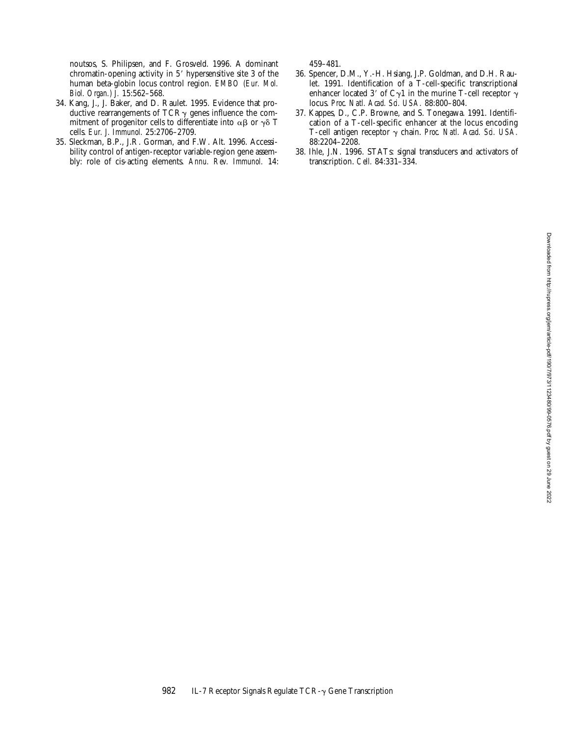noutsos, S. Philipsen, and F. Grosveld. 1996. A dominant chromatin-opening activity in 5′ hypersensitive site 3 of the human beta-globin locus control region. *EMBO (Eur. Mol. Biol. Organ.) J.* 15:562–568.

34. Kang, J., J. Baker, and D. Raulet. 1995. Evidence that productive rearrangements of TCR γ genes influence the commitment of progenitor cells to differentiate into αβ or γδ T cells. *Eur. J. Immunol.* 25:2706–2709.

35. Sleckman, B.P., J.R. Gorman, and F.W. Alt. 1996. Accessibility control of antigen-receptor variable-region gene assembly: role of cis-acting elements. *Annu. Rev. Immunol.* 14: 459–481.

36. Spencer, D.M., Y.-H. Hsiang, J.P. Goldman, and D.H. Raulet. 1991. Identification of a T-cell-specific transcriptional enhancer located 3′ of Cγ1 in the murine T-cell receptor γ locus. *Proc. Natl. Acad. Sci. USA.* 88:800–804.

37. Kappes, D., C.P. Browne, and S. Tonegawa. 1991. Identification of a T-cell-specific enhancer at the locus encoding T-cell antigen receptor γ chain. *Proc. Natl. Acad. Sci. USA.* 88:2204–2208.

38. Ihle, J.N. 1996. STATs: signal transducers and activators of transcription. *Cell.* 84:331–334.